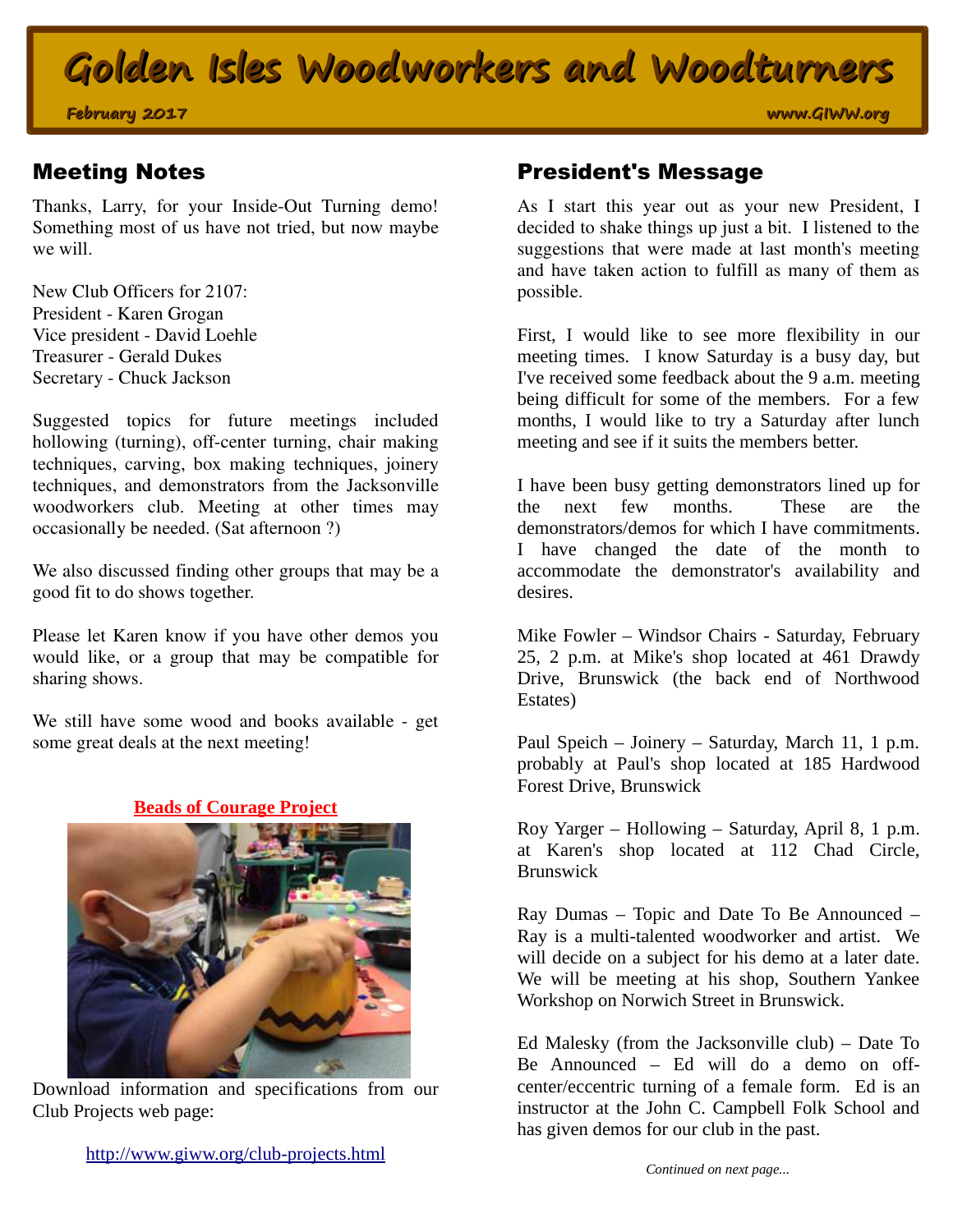# Golden Isles Woodworkers and Woodturners

**February 2017** www.GIWW.org

## Meeting Notes

Thanks, Larry, for your Inside-Out Turning demo! Something most of us have not tried, but now maybe we will.

New Club Officers for 2107:
President - Karen Grogan
Vice president - David Loehle
Treasurer - Gerald Dukes
Secretary - Chuck Jackson

Suggested topics for future meetings included hollowing (turning), off-center turning, chair making techniques, carving, box making techniques, joinery techniques, and demonstrators from the Jacksonville woodworkers club. Meeting at other times may occasionally be needed. (Sat afternoon ?)

We also discussed finding other groups that may be a good fit to do shows together.

Please let Karen know if you have other demos you would like, or a group that may be compatible for sharing shows.

We still have some wood and books available - get some great deals at the next meeting!

**Beads of Courage Project**

Download information and specifications from our Club Projects web page:

http://www.giww.org/club-projects.html

## President's Message

As I start this year out as your new President, I decided to shake things up just a bit. I listened to the suggestions that were made at last month's meeting and have taken action to fulfill as many of them as possible.

First, I would like to see more flexibility in our meeting times. I know Saturday is a busy day, but I've received some feedback about the 9 a.m. meeting being difficult for some of the members. For a few months, I would like to try a Saturday after lunch meeting and see if it suits the members better.

I have been busy getting demonstrators lined up for the next few months. These are the demonstrators/demos for which I have commitments. I have changed the date of the month to accommodate the demonstrator's availability and desires.

Mike Fowler – Windsor Chairs - Saturday, February 25, 2 p.m. at Mike's shop located at 461 Drawdy Drive, Brunswick (the back end of Northwood Estates)

Paul Speich – Joinery – Saturday, March 11, 1 p.m. probably at Paul's shop located at 185 Hardwood Forest Drive, Brunswick

Roy Yarger – Hollowing – Saturday, April 8, 1 p.m. at Karen's shop located at 112 Chad Circle, Brunswick

Ray Dumas – Topic and Date To Be Announced – Ray is a multi-talented woodworker and artist. We will decide on a subject for his demo at a later date. We will be meeting at his shop, Southern Yankee Workshop on Norwich Street in Brunswick.

Ed Malesky (from the Jacksonville club) – Date To Be Announced – Ed will do a demo on off-center/eccentric turning of a female form. Ed is an instructor at the John C. Campbell Folk School and has given demos for our club in the past.

*Continued on next page...*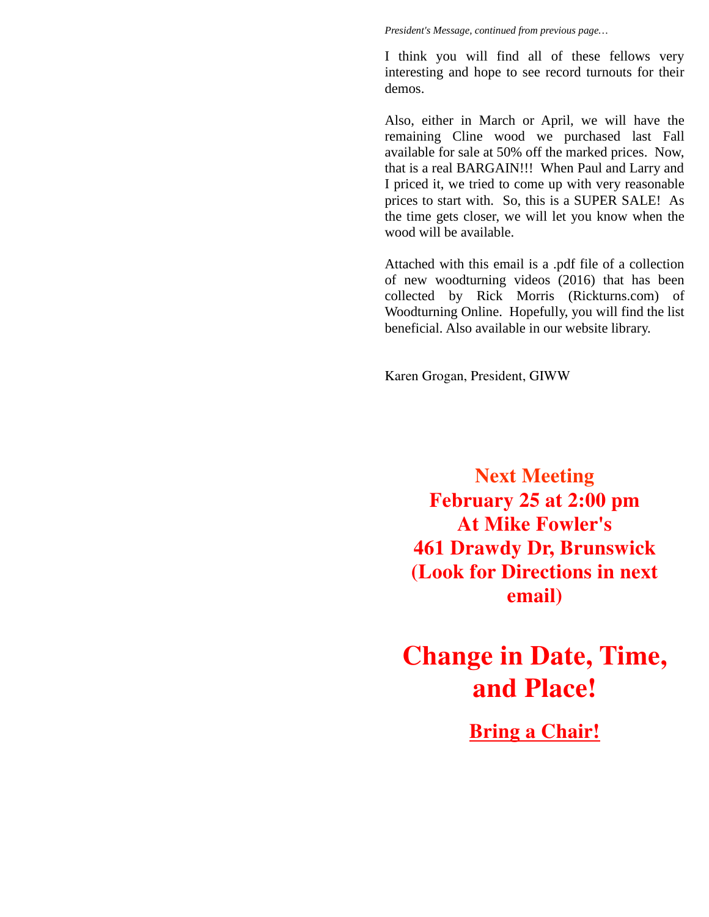*President's Message, continued from previous page…*

I think you will find all of these fellows very interesting and hope to see record turnouts for their demos.

Also, either in March or April, we will have the remaining Cline wood we purchased last Fall available for sale at 50% off the marked prices. Now, that is a real BARGAIN!!! When Paul and Larry and I priced it, we tried to come up with very reasonable prices to start with. So, this is a SUPER SALE! As the time gets closer, we will let you know when the wood will be available.

Attached with this email is a .pdf file of a collection of new woodturning videos (2016) that has been collected by Rick Morris (Rickturns.com) of Woodturning Online. Hopefully, you will find the list beneficial. Also available in our website library.

Karen Grogan, President, GIWW

## Next Meeting
## February 25 at 2:00 pm
## At Mike Fowler's
## 461 Drawdy Dr, Brunswick
## (Look for Directions in next email)

# Change in Date, Time, and Place!

## Bring a Chair!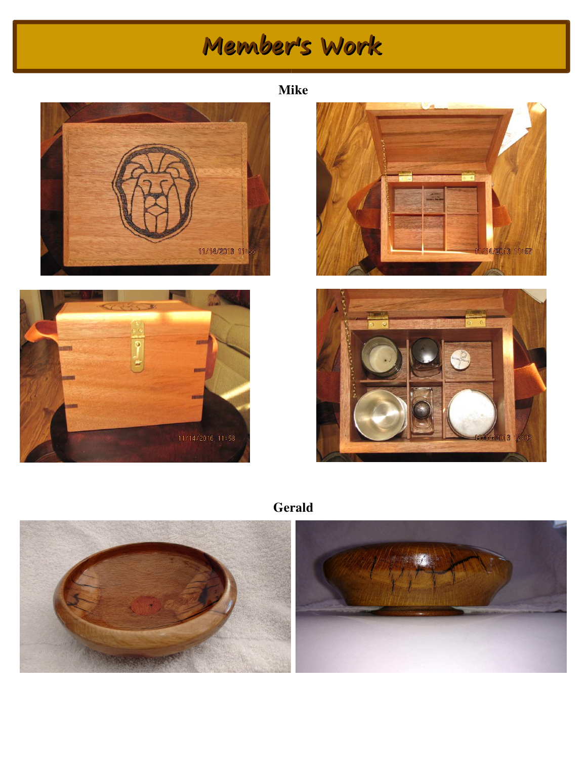# Member's Work

**Mike**

**Gerald**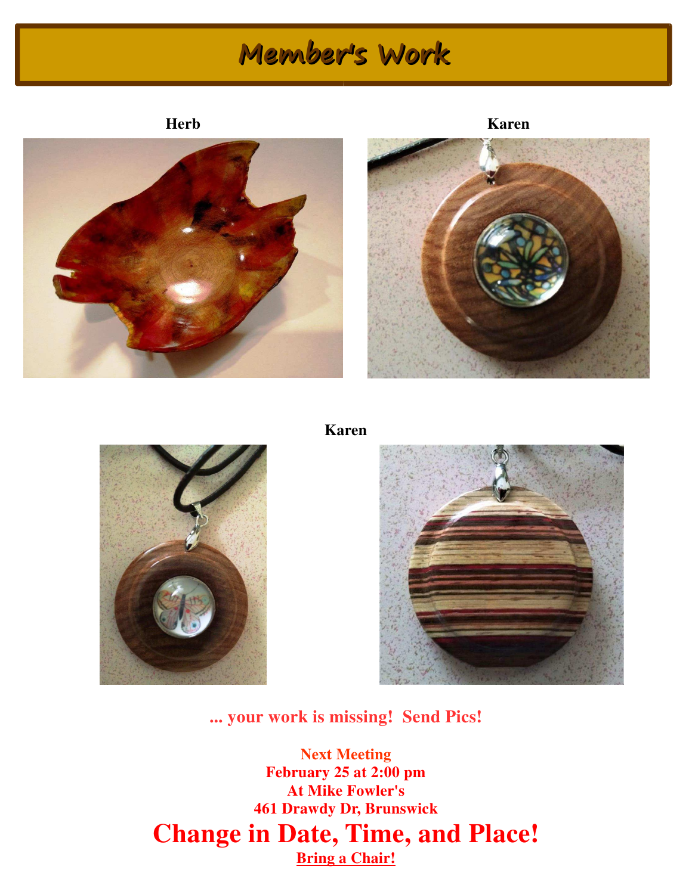# Member's Work

**Herb**

**Karen**

**Karen**

**... your work is missing! Send Pics!**

**Next Meeting**
**February 25 at 2:00 pm**
**At Mike Fowler's**
**461 Drawdy Dr, Brunswick**

# Change in Date, Time, and Place!

**Bring a Chair!**